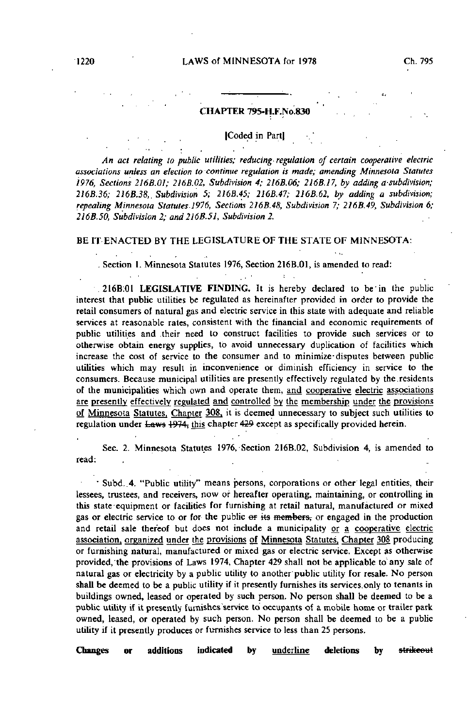## CHAPTER 795-H.F.No.830

[Coded in Part]

*An act relating to public utilities; reducing regulation of certain cooperative electric associations unless an election to continue regulation is made; amending Minnesota Statutes 1976, Sections 216B.01; 216B.02, Subdivision 4; 216B.06; 216B.17, by adding a subdivision; 216B.36; 216B.38, Subdivision 5; 216B.45; 216B.47; 216B.62, by adding a subdivision; repealing Minnesota Statutes 1976, Sections 216B.48, Subdivision 7; 216B.49, Subdivision 6; 216B.50, Subdivision 2; and 216B.51, Subdivision 2.*

BE IT ENACTED BY THE LEGISLATURE OF THE STATE OF MINNESOTA:

Section 1. Minnesota Statutes 1976, Section 216B.01, is amended to read:

216B.01 **LEGISLATIVE FINDING.** It is hereby declared to be in the public interest that public utilities be regulated as hereinafter provided in order to provide the retail consumers of natural gas and electric service in this state with adequate and reliable services at reasonable rates, consistent with the financial and economic requirements of public utilities and their need to construct facilities to provide such services or to otherwise obtain energy supplies, to avoid unnecessary duplication of facilities which increase the cost of service to the consumer and to minimize disputes between public utilities which may result in inconvenience or diminish efficiency in service to the consumers. Because municipal utilities are presently effectively regulated by the residents of the municipalities which own and operate them, <u>and cooperative electric associations are presently effectively regulated and controlled by the membership under the provisions of Minnesota Statutes, Chapter 308,</u> it is deemed unnecessary to subject such utilities to regulation under ~~Laws 1974,~~ <u>this</u> chapter ~~429~~ except as specifically provided herein.

Sec. 2. Minnesota Statutes 1976, Section 216B.02, Subdivision 4, is amended to read:

Subd. 4. "Public utility" means persons, corporations or other legal entities, their lessees, trustees, and receivers, now or hereafter operating, maintaining, or controlling in this state equipment or facilities for furnishing at retail natural, manufactured or mixed gas or electric service to or for the public ~~or its members,~~ or engaged in the production and retail sale thereof but does not include a municipality <u>or a cooperative electric association, organized under the provisions of Minnesota Statutes, Chapter 308</u> producing or furnishing natural, manufactured or mixed gas or electric service. Except as otherwise provided, the provisions of Laws 1974, Chapter 429 shall not be applicable to any sale of natural gas or electricity by a public utility to another public utility for resale. No person shall be deemed to be a public utility if it presently furnishes its services only to tenants in buildings owned, leased or operated by such person. No person shall be deemed to be a public utility if it presently furnishes service to occupants of a mobile home or trailer park owned, leased, or operated by such person. No person shall be deemed to be a public utility if it presently produces or furnishes service to less than 25 persons.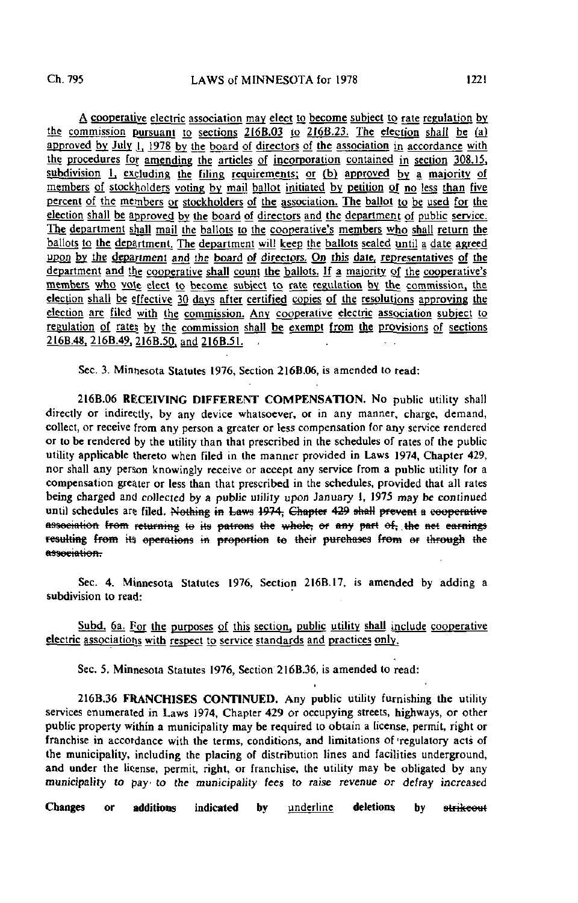A cooperative electric association may elect to become subject to rate regulation by the commission pursuant to sections 216B.03 to 216B.23. The election shall be (a) approved by July 1, 1978 by the board of directors of the association in accordance with the procedures for amending the articles of incorporation contained in section 308.15, subdivision 1, excluding the filing requirements; or (b) approved by a majority of members of stockholders voting by mail ballot initiated by petition of no less than five percent of the members or stockholders of the association. The ballot to be used for the election shall be approved by the board of directors and the department of public service. The department shall mail the ballots to the cooperative's members who shall return the ballots to the department. The department will keep the ballots sealed until a date agreed upon by the department and the board of directors. On this date, representatives of the department and the cooperative shall count the ballots. If a majority of the cooperative's members who vote elect to become subject to rate regulation by the commission, the election shall be effective 30 days after certified copies of the resolutions approving the election are filed with the commission. Any cooperative electric association subject to regulation of rates by the commission shall be exempt from the provisions of sections 216B.48, 216B.49, 216B.50, and 216B.51.

Sec. 3. Minnesota Statutes 1976, Section 216B.06, is amended to read:

216B.06 **RECEIVING DIFFERENT COMPENSATION.** No public utility shall directly or indirectly, by any device whatsoever, or in any manner, charge, demand, collect, or receive from any person a greater or less compensation for any service rendered or to be rendered by the utility than that prescribed in the schedules of rates of the public utility applicable thereto when filed in the manner provided in Laws 1974, Chapter 429, nor shall any person knowingly receive or accept any service from a public utility for a compensation greater or less than that prescribed in the schedules, provided that all rates being charged and collected by a public utility upon January 1, 1975 may be continued until schedules are filed. ~~Nothing in Laws 1974, Chapter 429 shall prevent a cooperative association from returning to its patrons the whole, or any part of, the net earnings resulting from its operations in proportion to their purchases from or through the association.~~

Sec. 4. Minnesota Statutes 1976, Section 216B.17, is amended by adding a subdivision to read:

Subd. 6a. For the purposes of this section, public utility shall include cooperative electric associations with respect to service standards and practices only.

Sec. 5. Minnesota Statutes 1976, Section 216B.36, is amended to read:

216B.36 **FRANCHISES CONTINUED.** Any public utility furnishing the utility services enumerated in Laws 1974, Chapter 429 or occupying streets, highways, or other public property within a municipality may be required to obtain a license, permit, right or franchise in accordance with the terms, conditions, and limitations of regulatory acts of the municipality, including the placing of distribution lines and facilities underground, and under the license, permit, right, or franchise, the utility may be obligated by any municipality to pay to the municipality fees to raise revenue or defray increased

**Changes or additions indicated by** underline **deletions by** ~~strikeout~~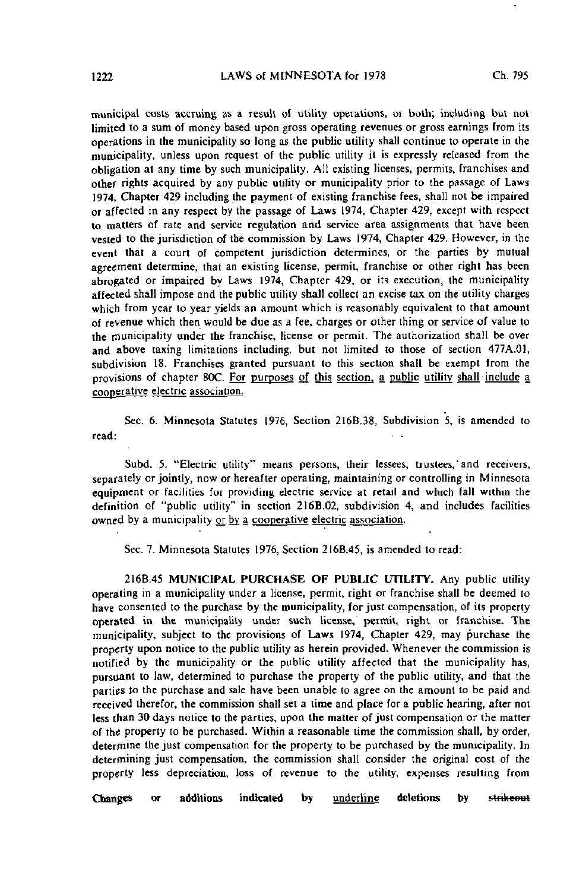municipal costs accruing as a result of utility operations, or both; including but not limited to a sum of money based upon gross operating revenues or gross earnings from its operations in the municipality so long as the public utility shall continue to operate in the municipality, unless upon request of the public utility it is expressly released from the obligation at any time by such municipality. All existing licenses, permits, franchises and other rights acquired by any public utility or municipality prior to the passage of Laws 1974, Chapter 429 including the payment of existing franchise fees, shall not be impaired or affected in any respect by the passage of Laws 1974, Chapter 429, except with respect to matters of rate and service regulation and service area assignments that have been vested to the jurisdiction of the commission by Laws 1974, Chapter 429. However, in the event that a court of competent jurisdiction determines, or the parties by mutual agreement determine, that an existing license, permit, franchise or other right has been abrogated or impaired by Laws 1974, Chapter 429, or its execution, the municipality affected shall impose and the public utility shall collect an excise tax on the utility charges which from year to year yields an amount which is reasonably equivalent to that amount of revenue which then would be due as a fee, charges or other thing or service of value to the municipality under the franchise, license or permit. The authorization shall be over and above taxing limitations including, but not limited to those of section 477A.01, subdivision 18. Franchises granted pursuant to this section shall be exempt from the provisions of chapter 80C. <u>For purposes of this section, a public utility shall include a cooperative electric association.</u>

Sec. 6. Minnesota Statutes 1976, Section 216B.38, Subdivision 5, is amended to read:

Subd. 5. "Electric utility" means persons, their lessees, trustees, and receivers, separately or jointly, now or hereafter operating, maintaining or controlling in Minnesota equipment or facilities for providing electric service at retail and which fall within the definition of "public utility" in section 216B.02, subdivision 4, and includes facilities owned by a municipality <u>or by a cooperative electric association</u>.

Sec. 7. Minnesota Statutes 1976, Section 216B.45, is amended to read:

216B.45 **MUNICIPAL PURCHASE OF PUBLIC UTILITY.** Any public utility operating in a municipality under a license, permit, right or franchise shall be deemed to have consented to the purchase by the municipality, for just compensation, of its property operated in the municipality under such license, permit, right or franchise. The municipality, subject to the provisions of Laws 1974, Chapter 429, may purchase the property upon notice to the public utility as herein provided. Whenever the commission is notified by the municipality or the public utility affected that the municipality has, pursuant to law, determined to purchase the property of the public utility, and that the parties to the purchase and sale have been unable to agree on the amount to be paid and received therefor, the commission shall set a time and place for a public hearing, after not less than 30 days notice to the parties, upon the matter of just compensation or the matter of the property to be purchased. Within a reasonable time the commission shall, by order, determine the just compensation for the property to be purchased by the municipality. In determining just compensation, the commission shall consider the original cost of the property less depreciation, loss of revenue to the utility, expenses resulting from

Changes or additions indicated by <u>underline</u> deletions by ~~strikeout~~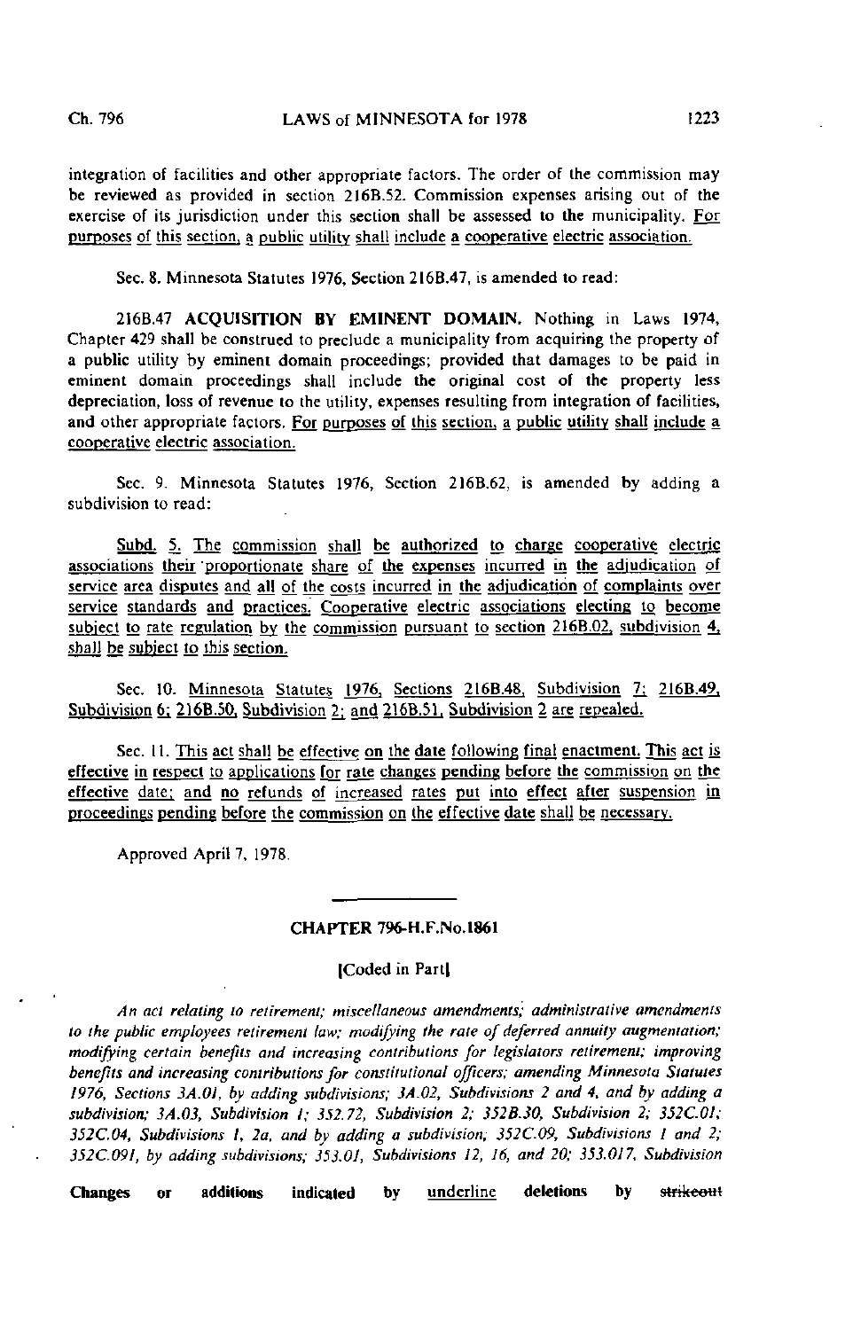integration of facilities and other appropriate factors. The order of the commission may be reviewed as provided in section 216B.52. Commission expenses arising out of the exercise of its jurisdiction under this section shall be assessed to the municipality. For purposes of this section, a public utility shall include a cooperative electric association.

Sec. 8. Minnesota Statutes 1976, Section 216B.47, is amended to read:

216B.47 **ACQUISITION BY EMINENT DOMAIN.** Nothing in Laws 1974, Chapter 429 shall be construed to preclude a municipality from acquiring the property of a public utility by eminent domain proceedings; provided that damages to be paid in eminent domain proceedings shall include the original cost of the property less depreciation, loss of revenue to the utility, expenses resulting from integration of facilities, and other appropriate factors. For purposes of this section, a public utility shall include a cooperative electric association.

Sec. 9. Minnesota Statutes 1976, Section 216B.62, is amended by adding a subdivision to read:

Subd. 5. The commission shall be authorized to charge cooperative electric associations their proportionate share of the expenses incurred in the adjudication of service area disputes and all of the costs incurred in the adjudication of complaints over service standards and practices. Cooperative electric associations electing to become subject to rate regulation by the commission pursuant to section 216B.02, subdivision 4, shall be subject to this section.

Sec. 10. Minnesota Statutes 1976, Sections 216B.48, Subdivision 7; 216B.49, Subdivision 6; 216B.50, Subdivision 2; and 216B.51, Subdivision 2 are repealed.

Sec. 11. This act shall be effective on the date following final enactment. This act is effective in respect to applications for rate changes pending before the commission on the effective date; and no refunds of increased rates put into effect after suspension in proceedings pending before the commission on the effective date shall be necessary.

Approved April 7, 1978.

## CHAPTER 796-H.F.No.1861

[Coded in Part]

*An act relating to retirement; miscellaneous amendments; administrative amendments to the public employees retirement law; modifying the rate of deferred annuity augmentation; modifying certain benefits and increasing contributions for legislators retirement; improving benefits and increasing contributions for constitutional officers; amending Minnesota Statutes 1976, Sections 3A.01, by adding subdivisions; 3A.02, Subdivisions 2 and 4, and by adding a subdivision; 3A.03, Subdivision 1; 352.72, Subdivision 2; 352B.30, Subdivision 2; 352C.01; 352C.04, Subdivisions 1, 2a, and by adding a subdivision; 352C.09, Subdivisions 1 and 2; 352C.091, by adding subdivisions; 353.01, Subdivisions 12, 16, and 20; 353.017, Subdivision*

**Changes or additions indicated by** underline **deletions by** ~~strikeout~~